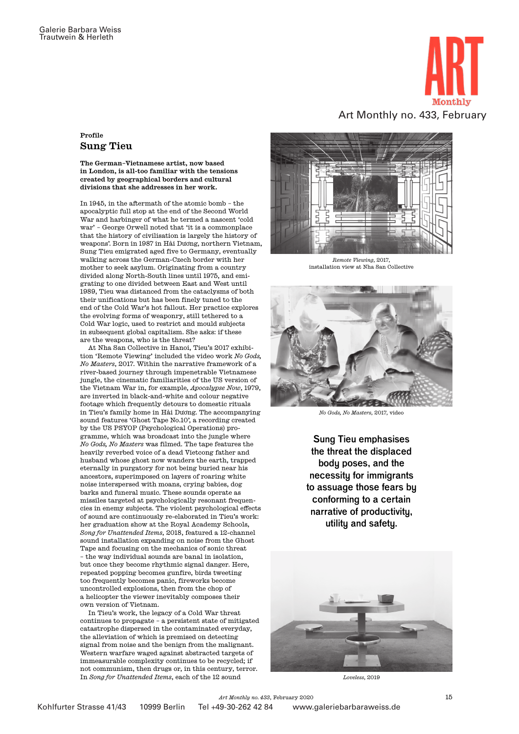Galerie Barbara Weiss
Trautwein & Herleth

Art Monthly no. 433, February

Profile

## Sung Tieu

**The German-Vietnamese artist, now based in London, is all-too familiar with the tensions created by geographical borders and cultural divisions that she addresses in her work.**

In 1945, in the aftermath of the atomic bomb – the apocalyptic full stop at the end of the Second World War and harbinger of what he termed a nascent 'cold war' – George Orwell noted that 'it is a commonplace that the history of civilisation is largely the history of weapons'. Born in 1987 in Hải Dương, northern Vietnam, Sung Tieu emigrated aged five to Germany, eventually walking across the German-Czech border with her mother to seek asylum. Originating from a country divided along North-South lines until 1975, and emigrating to one divided between East and West until 1989, Tieu was distanced from the cataclysms of both their unifications but has been finely tuned to the end of the Cold War's hot fallout. Her practice explores the evolving forms of weaponry, still tethered to a Cold War logic, used to restrict and mould subjects in subsequent global capitalism. She asks: if these are the weapons, who is the threat?

At Nha San Collective in Hanoi, Tieu's 2017 exhibition 'Remote Viewing' included the video work *No Gods, No Masters*, 2017. Within the narrative framework of a river-based journey through impenetrable Vietnamese jungle, the cinematic familiarities of the US version of the Vietnam War in, for example, *Apocalypse Now*, 1979, are inverted in black-and-white and colour negative footage which frequently detours to domestic rituals in Tieu's family home in Hải Dương. The accompanying sound features 'Ghost Tape No.10', a recording created by the US PSYOP (Psychological Operations) programme, which was broadcast into the jungle where *No Gods, No Masters* was filmed. The tape features the heavily reverbed voice of a dead Vietcong father and husband whose ghost now wanders the earth, trapped eternally in purgatory for not being buried near his ancestors, superimposed on layers of roaring white noise interspersed with moans, crying babies, dog barks and funeral music. These sounds operate as missiles targeted at psychologically resonant frequencies in enemy subjects. The violent psychological effects of sound are continuously re-elaborated in Tieu's work: her graduation show at the Royal Academy Schools, *Song for Unattended Items*, 2018, featured a 12-channel sound installation expanding on noise from the Ghost Tape and focusing on the mechanics of sonic threat – the way individual sounds are banal in isolation, but once they become rhythmic signal danger. Here, repeated popping becomes gunfire, birds tweeting too frequently becomes panic, fireworks become uncontrolled explosions, then from the chop of a helicopter the viewer inevitably composes their own version of Vietnam.

In Tieu's work, the legacy of a Cold War threat continues to propagate – a persistent state of mitigated catastrophe dispersed in the contaminated everyday, the alleviation of which is premised on detecting signal from noise and the benign from the malignant. Western warfare waged against abstracted targets of immeasurable complexity continues to be recycled; if not communism, then drugs or, in this century, terror. In *Song for Unattended Items*, each of the 12 sound

*Remote Viewing*, 2017, installation view at Nha San Collective

*No Gods, No Masters*, 2017, video

**Sung Tieu emphasises the threat the displaced body poses, and the necessity for immigrants to assuage those fears by conforming to a certain narrative of productivity, utility and safety.**

*Loveless*, 2019

*Art Monthly no. 433*, February 2020

Kohlfurter Strasse 41/43 10999 Berlin Tel +49-30-262 42 84 www.galeriebarbaraweiss.de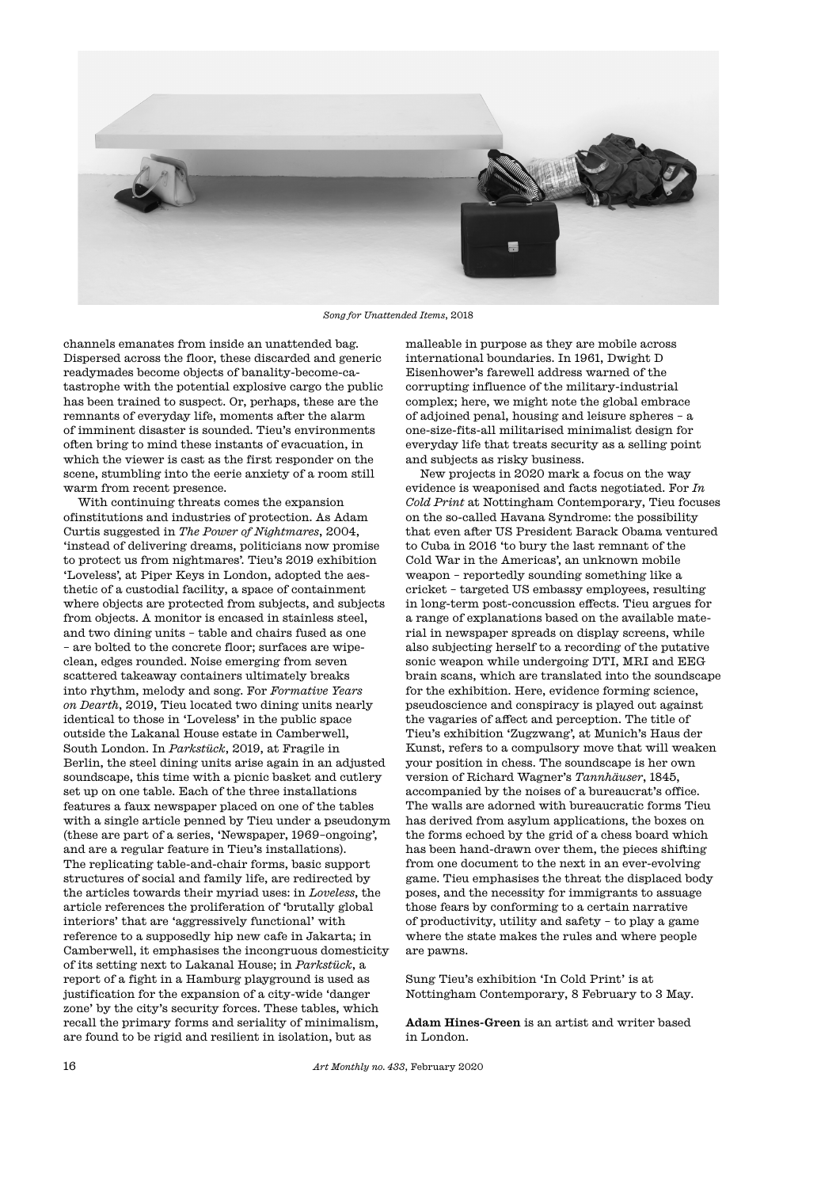*Song for Unattended Items*, 2018

channels emanates from inside an unattended bag. Dispersed across the floor, these discarded and generic readymades become objects of banality-become-catastrophe with the potential explosive cargo the public has been trained to suspect. Or, perhaps, these are the remnants of everyday life, moments after the alarm of imminent disaster is sounded. Tieu's environments often bring to mind these instants of evacuation, in which the viewer is cast as the first responder on the scene, stumbling into the eerie anxiety of a room still warm from recent presence.

With continuing threats comes the expansion ofinstitutions and industries of protection. As Adam Curtis suggested in *The Power of Nightmares*, 2004, 'instead of delivering dreams, politicians now promise to protect us from nightmares'. Tieu's 2019 exhibition 'Loveless', at Piper Keys in London, adopted the aesthetic of a custodial facility, a space of containment where objects are protected from subjects, and subjects from objects. A monitor is encased in stainless steel, and two dining units – table and chairs fused as one – are bolted to the concrete floor; surfaces are wipe-clean, edges rounded. Noise emerging from seven scattered takeaway containers ultimately breaks into rhythm, melody and song. For *Formative Years on Dearth*, 2019, Tieu located two dining units nearly identical to those in 'Loveless' in the public space outside the Lakanal House estate in Camberwell, South London. In *Parkstück*, 2019, at Fragile in Berlin, the steel dining units arise again in an adjusted soundscape, this time with a picnic basket and cutlery set up on one table. Each of the three installations features a faux newspaper placed on one of the tables with a single article penned by Tieu under a pseudonym (these are part of a series, 'Newspaper, 1969–ongoing', and are a regular feature in Tieu's installations). The replicating table-and-chair forms, basic support structures of social and family life, are redirected by the articles towards their myriad uses: in *Loveless*, the article references the proliferation of 'brutally global interiors' that are 'aggressively functional' with reference to a supposedly hip new cafe in Jakarta; in Camberwell, it emphasises the incongruous domesticity of its setting next to Lakanal House; in *Parkstück*, a report of a fight in a Hamburg playground is used as justification for the expansion of a city-wide 'danger zone' by the city's security forces. These tables, which recall the primary forms and seriality of minimalism, are found to be rigid and resilient in isolation, but as malleable in purpose as they are mobile across international boundaries. In 1961, Dwight D Eisenhower's farewell address warned of the corrupting influence of the military-industrial complex; here, we might note the global embrace of adjoined penal, housing and leisure spheres – a one-size-fits-all militarised minimalist design for everyday life that treats security as a selling point and subjects as risky business.

New projects in 2020 mark a focus on the way evidence is weaponised and facts negotiated. For *In Cold Print* at Nottingham Contemporary, Tieu focuses on the so-called Havana Syndrome: the possibility that even after US President Barack Obama ventured to Cuba in 2016 'to bury the last remnant of the Cold War in the Americas', an unknown mobile weapon – reportedly sounding something like a cricket – targeted US embassy employees, resulting in long-term post-concussion effects. Tieu argues for a range of explanations based on the available material in newspaper spreads on display screens, while also subjecting herself to a recording of the putative sonic weapon while undergoing DTI, MRI and EEG brain scans, which are translated into the soundscape for the exhibition. Here, evidence forming science, pseudoscience and conspiracy is played out against the vagaries of affect and perception. The title of Tieu's exhibition 'Zugzwang', at Munich's Haus der Kunst, refers to a compulsory move that will weaken your position in chess. The soundscape is her own version of Richard Wagner's *Tannhäuser*, 1845, accompanied by the noises of a bureaucrat's office. The walls are adorned with bureaucratic forms Tieu has derived from asylum applications, the boxes on the forms echoed by the grid of a chess board which has been hand-drawn over them, the pieces shifting from one document to the next in an ever-evolving game. Tieu emphasises the threat the displaced body poses, and the necessity for immigrants to assuage those fears by conforming to a certain narrative of productivity, utility and safety – to play a game where the state makes the rules and where people are pawns.

Sung Tieu's exhibition 'In Cold Print' is at Nottingham Contemporary, 8 February to 3 May.

**Adam Hines-Green** is an artist and writer based in London.